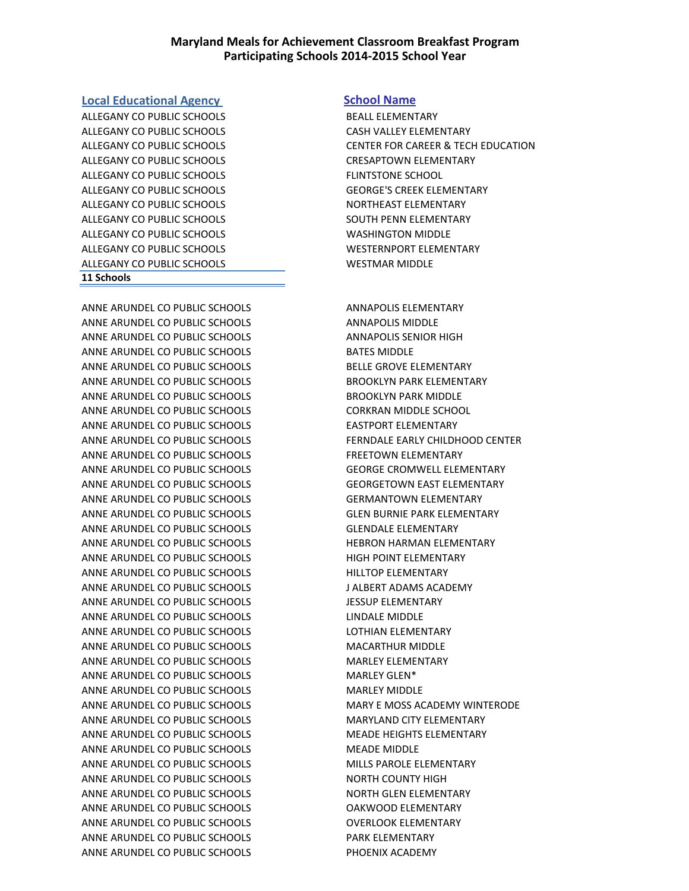# Maryland Meals for Achievement Classroom Breakfast Program
## Participating Schools 2014-2015 School Year

| Local Educational Agency | School Name |
|---|---|
| ALLEGANY CO PUBLIC SCHOOLS | BEALL ELEMENTARY |
| ALLEGANY CO PUBLIC SCHOOLS | CASH VALLEY ELEMENTARY |
| ALLEGANY CO PUBLIC SCHOOLS | CENTER FOR CAREER & TECH EDUCATION |
| ALLEGANY CO PUBLIC SCHOOLS | CRESAPTOWN ELEMENTARY |
| ALLEGANY CO PUBLIC SCHOOLS | FLINTSTONE SCHOOL |
| ALLEGANY CO PUBLIC SCHOOLS | GEORGE'S CREEK ELEMENTARY |
| ALLEGANY CO PUBLIC SCHOOLS | NORTHEAST ELEMENTARY |
| ALLEGANY CO PUBLIC SCHOOLS | SOUTH PENN ELEMENTARY |
| ALLEGANY CO PUBLIC SCHOOLS | WASHINGTON MIDDLE |
| ALLEGANY CO PUBLIC SCHOOLS | WESTERNPORT ELEMENTARY |
| ALLEGANY CO PUBLIC SCHOOLS | WESTMAR MIDDLE |
| **11 Schools** | |
| | |
| ANNE ARUNDEL CO PUBLIC SCHOOLS | ANNAPOLIS ELEMENTARY |
| ANNE ARUNDEL CO PUBLIC SCHOOLS | ANNAPOLIS MIDDLE |
| ANNE ARUNDEL CO PUBLIC SCHOOLS | ANNAPOLIS SENIOR HIGH |
| ANNE ARUNDEL CO PUBLIC SCHOOLS | BATES MIDDLE |
| ANNE ARUNDEL CO PUBLIC SCHOOLS | BELLE GROVE ELEMENTARY |
| ANNE ARUNDEL CO PUBLIC SCHOOLS | BROOKLYN PARK ELEMENTARY |
| ANNE ARUNDEL CO PUBLIC SCHOOLS | BROOKLYN PARK MIDDLE |
| ANNE ARUNDEL CO PUBLIC SCHOOLS | CORKRAN MIDDLE SCHOOL |
| ANNE ARUNDEL CO PUBLIC SCHOOLS | EASTPORT ELEMENTARY |
| ANNE ARUNDEL CO PUBLIC SCHOOLS | FERNDALE EARLY CHILDHOOD CENTER |
| ANNE ARUNDEL CO PUBLIC SCHOOLS | FREETOWN ELEMENTARY |
| ANNE ARUNDEL CO PUBLIC SCHOOLS | GEORGE CROMWELL ELEMENTARY |
| ANNE ARUNDEL CO PUBLIC SCHOOLS | GEORGETOWN EAST ELEMENTARY |
| ANNE ARUNDEL CO PUBLIC SCHOOLS | GERMANTOWN ELEMENTARY |
| ANNE ARUNDEL CO PUBLIC SCHOOLS | GLEN BURNIE PARK ELEMENTARY |
| ANNE ARUNDEL CO PUBLIC SCHOOLS | GLENDALE ELEMENTARY |
| ANNE ARUNDEL CO PUBLIC SCHOOLS | HEBRON HARMAN ELEMENTARY |
| ANNE ARUNDEL CO PUBLIC SCHOOLS | HIGH POINT ELEMENTARY |
| ANNE ARUNDEL CO PUBLIC SCHOOLS | HILLTOP ELEMENTARY |
| ANNE ARUNDEL CO PUBLIC SCHOOLS | J ALBERT ADAMS ACADEMY |
| ANNE ARUNDEL CO PUBLIC SCHOOLS | JESSUP ELEMENTARY |
| ANNE ARUNDEL CO PUBLIC SCHOOLS | LINDALE MIDDLE |
| ANNE ARUNDEL CO PUBLIC SCHOOLS | LOTHIAN ELEMENTARY |
| ANNE ARUNDEL CO PUBLIC SCHOOLS | MACARTHUR MIDDLE |
| ANNE ARUNDEL CO PUBLIC SCHOOLS | MARLEY ELEMENTARY |
| ANNE ARUNDEL CO PUBLIC SCHOOLS | MARLEY GLEN* |
| ANNE ARUNDEL CO PUBLIC SCHOOLS | MARLEY MIDDLE |
| ANNE ARUNDEL CO PUBLIC SCHOOLS | MARY E MOSS ACADEMY WINTERODE |
| ANNE ARUNDEL CO PUBLIC SCHOOLS | MARYLAND CITY ELEMENTARY |
| ANNE ARUNDEL CO PUBLIC SCHOOLS | MEADE HEIGHTS ELEMENTARY |
| ANNE ARUNDEL CO PUBLIC SCHOOLS | MEADE MIDDLE |
| ANNE ARUNDEL CO PUBLIC SCHOOLS | MILLS PAROLE ELEMENTARY |
| ANNE ARUNDEL CO PUBLIC SCHOOLS | NORTH COUNTY HIGH |
| ANNE ARUNDEL CO PUBLIC SCHOOLS | NORTH GLEN ELEMENTARY |
| ANNE ARUNDEL CO PUBLIC SCHOOLS | OAKWOOD ELEMENTARY |
| ANNE ARUNDEL CO PUBLIC SCHOOLS | OVERLOOK ELEMENTARY |
| ANNE ARUNDEL CO PUBLIC SCHOOLS | PARK ELEMENTARY |
| ANNE ARUNDEL CO PUBLIC SCHOOLS | PHOENIX ACADEMY |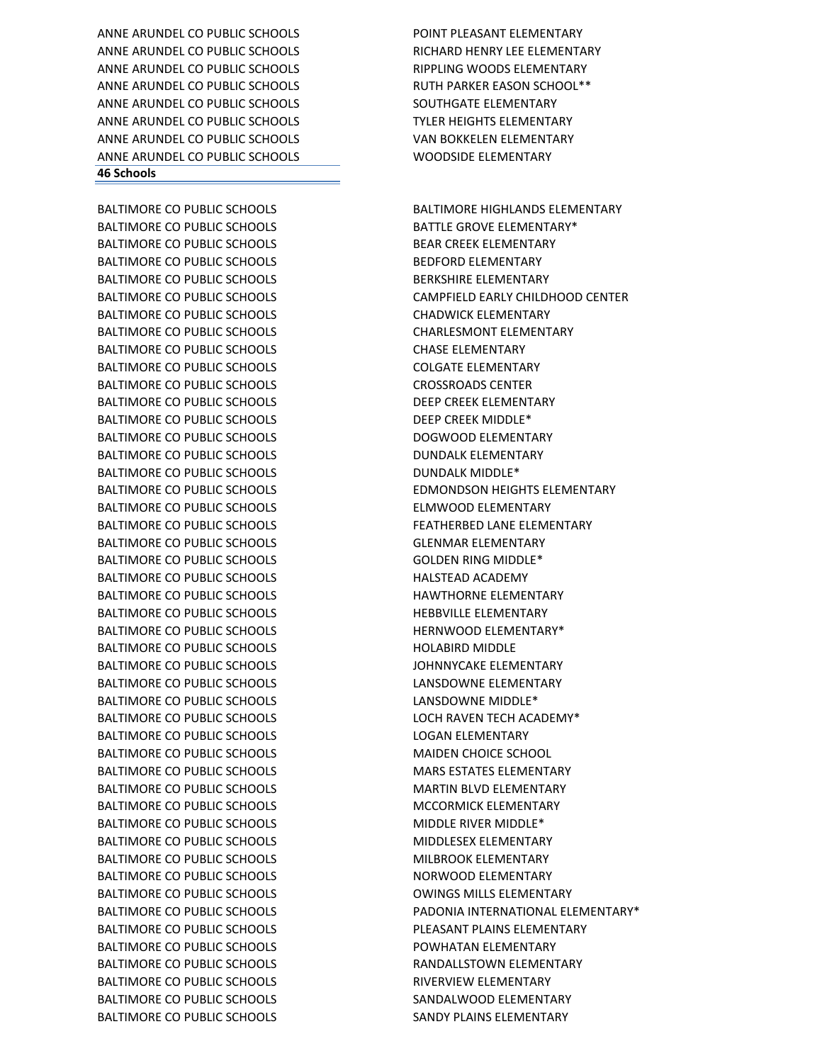| | |
|---|---|
| ANNE ARUNDEL CO PUBLIC SCHOOLS | POINT PLEASANT ELEMENTARY |
| ANNE ARUNDEL CO PUBLIC SCHOOLS | RICHARD HENRY LEE ELEMENTARY |
| ANNE ARUNDEL CO PUBLIC SCHOOLS | RIPPLING WOODS ELEMENTARY |
| ANNE ARUNDEL CO PUBLIC SCHOOLS | RUTH PARKER EASON SCHOOL** |
| ANNE ARUNDEL CO PUBLIC SCHOOLS | SOUTHGATE ELEMENTARY |
| ANNE ARUNDEL CO PUBLIC SCHOOLS | TYLER HEIGHTS ELEMENTARY |
| ANNE ARUNDEL CO PUBLIC SCHOOLS | VAN BOKKELEN ELEMENTARY |
| ANNE ARUNDEL CO PUBLIC SCHOOLS | WOODSIDE ELEMENTARY |
| **46 Schools** | |

| | |
|---|---|
| BALTIMORE CO PUBLIC SCHOOLS | BALTIMORE HIGHLANDS ELEMENTARY |
| BALTIMORE CO PUBLIC SCHOOLS | BATTLE GROVE ELEMENTARY* |
| BALTIMORE CO PUBLIC SCHOOLS | BEAR CREEK ELEMENTARY |
| BALTIMORE CO PUBLIC SCHOOLS | BEDFORD ELEMENTARY |
| BALTIMORE CO PUBLIC SCHOOLS | BERKSHIRE ELEMENTARY |
| BALTIMORE CO PUBLIC SCHOOLS | CAMPFIELD EARLY CHILDHOOD CENTER |
| BALTIMORE CO PUBLIC SCHOOLS | CHADWICK ELEMENTARY |
| BALTIMORE CO PUBLIC SCHOOLS | CHARLESMONT ELEMENTARY |
| BALTIMORE CO PUBLIC SCHOOLS | CHASE ELEMENTARY |
| BALTIMORE CO PUBLIC SCHOOLS | COLGATE ELEMENTARY |
| BALTIMORE CO PUBLIC SCHOOLS | CROSSROADS CENTER |
| BALTIMORE CO PUBLIC SCHOOLS | DEEP CREEK ELEMENTARY |
| BALTIMORE CO PUBLIC SCHOOLS | DEEP CREEK MIDDLE* |
| BALTIMORE CO PUBLIC SCHOOLS | DOGWOOD ELEMENTARY |
| BALTIMORE CO PUBLIC SCHOOLS | DUNDALK ELEMENTARY |
| BALTIMORE CO PUBLIC SCHOOLS | DUNDALK MIDDLE* |
| BALTIMORE CO PUBLIC SCHOOLS | EDMONDSON HEIGHTS ELEMENTARY |
| BALTIMORE CO PUBLIC SCHOOLS | ELMWOOD ELEMENTARY |
| BALTIMORE CO PUBLIC SCHOOLS | FEATHERBED LANE ELEMENTARY |
| BALTIMORE CO PUBLIC SCHOOLS | GLENMAR ELEMENTARY |
| BALTIMORE CO PUBLIC SCHOOLS | GOLDEN RING MIDDLE* |
| BALTIMORE CO PUBLIC SCHOOLS | HALSTEAD ACADEMY |
| BALTIMORE CO PUBLIC SCHOOLS | HAWTHORNE ELEMENTARY |
| BALTIMORE CO PUBLIC SCHOOLS | HEBBVILLE ELEMENTARY |
| BALTIMORE CO PUBLIC SCHOOLS | HERNWOOD ELEMENTARY* |
| BALTIMORE CO PUBLIC SCHOOLS | HOLABIRD MIDDLE |
| BALTIMORE CO PUBLIC SCHOOLS | JOHNNYCAKE ELEMENTARY |
| BALTIMORE CO PUBLIC SCHOOLS | LANSDOWNE ELEMENTARY |
| BALTIMORE CO PUBLIC SCHOOLS | LANSDOWNE MIDDLE* |
| BALTIMORE CO PUBLIC SCHOOLS | LOCH RAVEN TECH ACADEMY* |
| BALTIMORE CO PUBLIC SCHOOLS | LOGAN ELEMENTARY |
| BALTIMORE CO PUBLIC SCHOOLS | MAIDEN CHOICE SCHOOL |
| BALTIMORE CO PUBLIC SCHOOLS | MARS ESTATES ELEMENTARY |
| BALTIMORE CO PUBLIC SCHOOLS | MARTIN BLVD ELEMENTARY |
| BALTIMORE CO PUBLIC SCHOOLS | MCCORMICK ELEMENTARY |
| BALTIMORE CO PUBLIC SCHOOLS | MIDDLE RIVER MIDDLE* |
| BALTIMORE CO PUBLIC SCHOOLS | MIDDLESEX ELEMENTARY |
| BALTIMORE CO PUBLIC SCHOOLS | MILBROOK ELEMENTARY |
| BALTIMORE CO PUBLIC SCHOOLS | NORWOOD ELEMENTARY |
| BALTIMORE CO PUBLIC SCHOOLS | OWINGS MILLS ELEMENTARY |
| BALTIMORE CO PUBLIC SCHOOLS | PADONIA INTERNATIONAL ELEMENTARY* |
| BALTIMORE CO PUBLIC SCHOOLS | PLEASANT PLAINS ELEMENTARY |
| BALTIMORE CO PUBLIC SCHOOLS | POWHATAN ELEMENTARY |
| BALTIMORE CO PUBLIC SCHOOLS | RANDALLSTOWN ELEMENTARY |
| BALTIMORE CO PUBLIC SCHOOLS | RIVERVIEW ELEMENTARY |
| BALTIMORE CO PUBLIC SCHOOLS | SANDALWOOD ELEMENTARY |
| BALTIMORE CO PUBLIC SCHOOLS | SANDY PLAINS ELEMENTARY |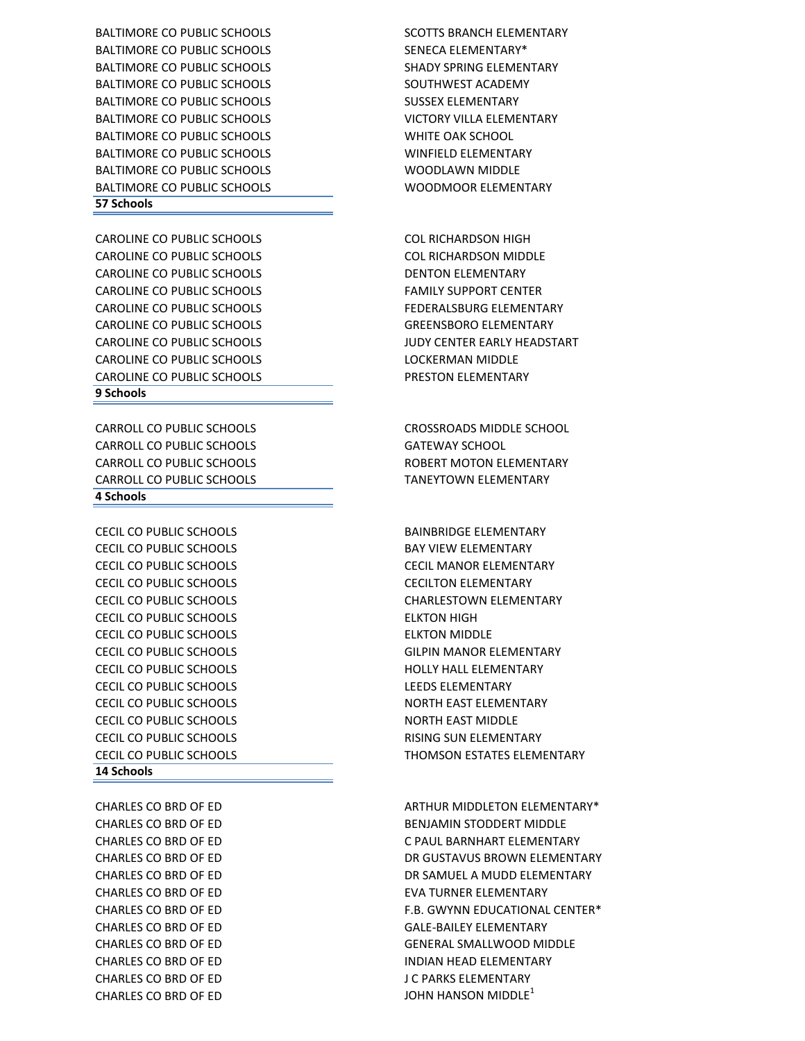| | |
|---|---|
| BALTIMORE CO PUBLIC SCHOOLS | SCOTTS BRANCH ELEMENTARY |
| BALTIMORE CO PUBLIC SCHOOLS | SENECA ELEMENTARY* |
| BALTIMORE CO PUBLIC SCHOOLS | SHADY SPRING ELEMENTARY |
| BALTIMORE CO PUBLIC SCHOOLS | SOUTHWEST ACADEMY |
| BALTIMORE CO PUBLIC SCHOOLS | SUSSEX ELEMENTARY |
| BALTIMORE CO PUBLIC SCHOOLS | VICTORY VILLA ELEMENTARY |
| BALTIMORE CO PUBLIC SCHOOLS | WHITE OAK SCHOOL |
| BALTIMORE CO PUBLIC SCHOOLS | WINFIELD ELEMENTARY |
| BALTIMORE CO PUBLIC SCHOOLS | WOODLAWN MIDDLE |
| BALTIMORE CO PUBLIC SCHOOLS | WOODMOOR ELEMENTARY |
| **57 Schools** | |

| | |
|---|---|
| CAROLINE CO PUBLIC SCHOOLS | COL RICHARDSON HIGH |
| CAROLINE CO PUBLIC SCHOOLS | COL RICHARDSON MIDDLE |
| CAROLINE CO PUBLIC SCHOOLS | DENTON ELEMENTARY |
| CAROLINE CO PUBLIC SCHOOLS | FAMILY SUPPORT CENTER |
| CAROLINE CO PUBLIC SCHOOLS | FEDERALSBURG ELEMENTARY |
| CAROLINE CO PUBLIC SCHOOLS | GREENSBORO ELEMENTARY |
| CAROLINE CO PUBLIC SCHOOLS | JUDY CENTER EARLY HEADSTART |
| CAROLINE CO PUBLIC SCHOOLS | LOCKERMAN MIDDLE |
| CAROLINE CO PUBLIC SCHOOLS | PRESTON ELEMENTARY |
| **9 Schools** | |

| | |
|---|---|
| CARROLL CO PUBLIC SCHOOLS | CROSSROADS MIDDLE SCHOOL |
| CARROLL CO PUBLIC SCHOOLS | GATEWAY SCHOOL |
| CARROLL CO PUBLIC SCHOOLS | ROBERT MOTON ELEMENTARY |
| CARROLL CO PUBLIC SCHOOLS | TANEYTOWN ELEMENTARY |
| **4 Schools** | |

| | |
|---|---|
| CECIL CO PUBLIC SCHOOLS | BAINBRIDGE ELEMENTARY |
| CECIL CO PUBLIC SCHOOLS | BAY VIEW ELEMENTARY |
| CECIL CO PUBLIC SCHOOLS | CECIL MANOR ELEMENTARY |
| CECIL CO PUBLIC SCHOOLS | CECILTON ELEMENTARY |
| CECIL CO PUBLIC SCHOOLS | CHARLESTOWN ELEMENTARY |
| CECIL CO PUBLIC SCHOOLS | ELKTON HIGH |
| CECIL CO PUBLIC SCHOOLS | ELKTON MIDDLE |
| CECIL CO PUBLIC SCHOOLS | GILPIN MANOR ELEMENTARY |
| CECIL CO PUBLIC SCHOOLS | HOLLY HALL ELEMENTARY |
| CECIL CO PUBLIC SCHOOLS | LEEDS ELEMENTARY |
| CECIL CO PUBLIC SCHOOLS | NORTH EAST ELEMENTARY |
| CECIL CO PUBLIC SCHOOLS | NORTH EAST MIDDLE |
| CECIL CO PUBLIC SCHOOLS | RISING SUN ELEMENTARY |
| CECIL CO PUBLIC SCHOOLS | THOMSON ESTATES ELEMENTARY |
| **14 Schools** | |

| | |
|---|---|
| CHARLES CO BRD OF ED | ARTHUR MIDDLETON ELEMENTARY* |
| CHARLES CO BRD OF ED | BENJAMIN STODDERT MIDDLE |
| CHARLES CO BRD OF ED | C PAUL BARNHART ELEMENTARY |
| CHARLES CO BRD OF ED | DR GUSTAVUS BROWN ELEMENTARY |
| CHARLES CO BRD OF ED | DR SAMUEL A MUDD ELEMENTARY |
| CHARLES CO BRD OF ED | EVA TURNER ELEMENTARY |
| CHARLES CO BRD OF ED | F.B. GWYNN EDUCATIONAL CENTER* |
| CHARLES CO BRD OF ED | GALE-BAILEY ELEMENTARY |
| CHARLES CO BRD OF ED | GENERAL SMALLWOOD MIDDLE |
| CHARLES CO BRD OF ED | INDIAN HEAD ELEMENTARY |
| CHARLES CO BRD OF ED | J C PARKS ELEMENTARY |
| CHARLES CO BRD OF ED | JOHN HANSON MIDDLE[1] |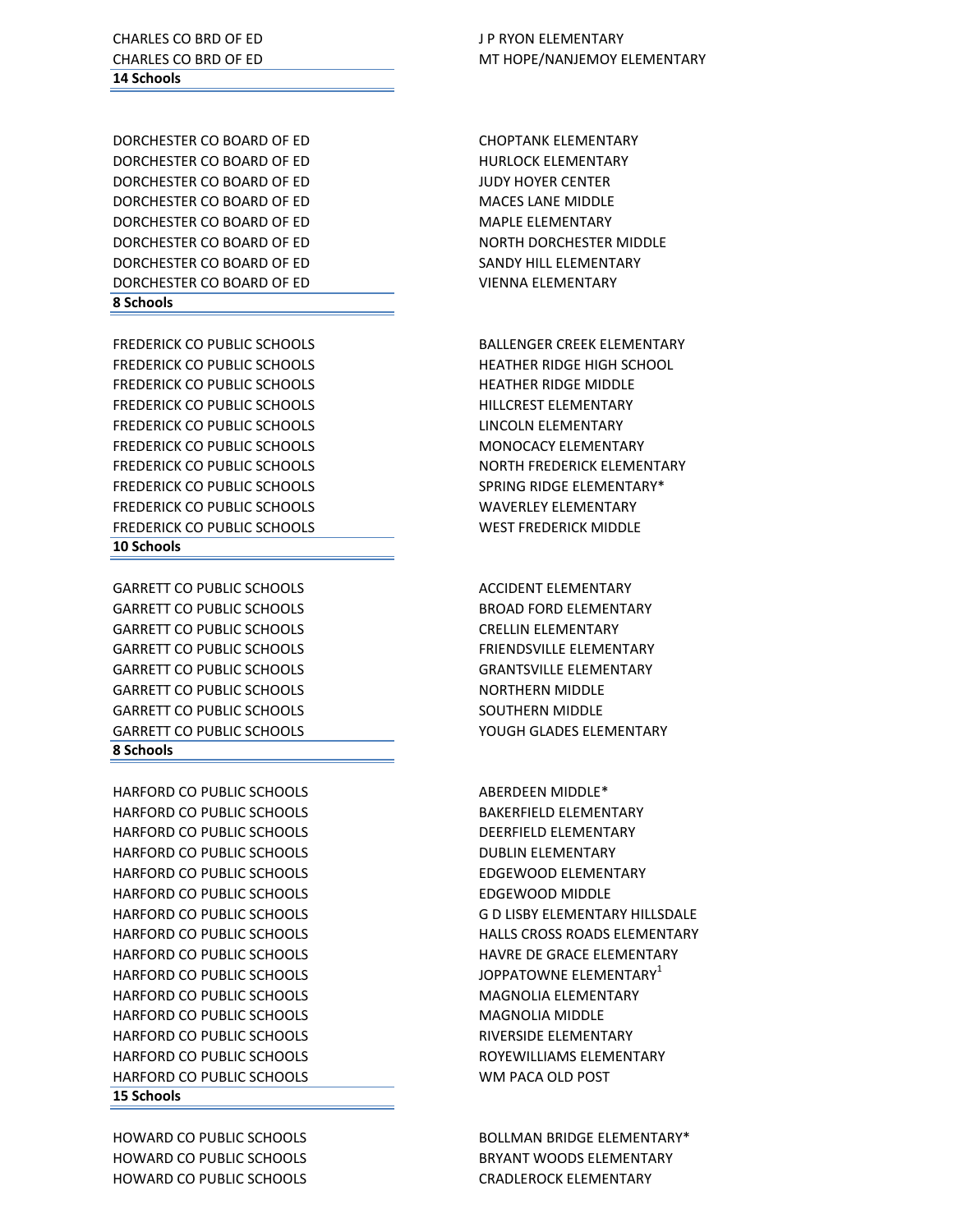| | |
|---|---|
| CHARLES CO BRD OF ED | J P RYON ELEMENTARY |
| CHARLES CO BRD OF ED | MT HOPE/NANJEMOY ELEMENTARY |
| **14 Schools** | |

| | |
|---|---|
| DORCHESTER CO BOARD OF ED | CHOPTANK ELEMENTARY |
| DORCHESTER CO BOARD OF ED | HURLOCK ELEMENTARY |
| DORCHESTER CO BOARD OF ED | JUDY HOYER CENTER |
| DORCHESTER CO BOARD OF ED | MACES LANE MIDDLE |
| DORCHESTER CO BOARD OF ED | MAPLE ELEMENTARY |
| DORCHESTER CO BOARD OF ED | NORTH DORCHESTER MIDDLE |
| DORCHESTER CO BOARD OF ED | SANDY HILL ELEMENTARY |
| DORCHESTER CO BOARD OF ED | VIENNA ELEMENTARY |
| **8 Schools** | |

| | |
|---|---|
| FREDERICK CO PUBLIC SCHOOLS | BALLENGER CREEK ELEMENTARY |
| FREDERICK CO PUBLIC SCHOOLS | HEATHER RIDGE HIGH SCHOOL |
| FREDERICK CO PUBLIC SCHOOLS | HEATHER RIDGE MIDDLE |
| FREDERICK CO PUBLIC SCHOOLS | HILLCREST ELEMENTARY |
| FREDERICK CO PUBLIC SCHOOLS | LINCOLN ELEMENTARY |
| FREDERICK CO PUBLIC SCHOOLS | MONOCACY ELEMENTARY |
| FREDERICK CO PUBLIC SCHOOLS | NORTH FREDERICK ELEMENTARY |
| FREDERICK CO PUBLIC SCHOOLS | SPRING RIDGE ELEMENTARY* |
| FREDERICK CO PUBLIC SCHOOLS | WAVERLEY ELEMENTARY |
| FREDERICK CO PUBLIC SCHOOLS | WEST FREDERICK MIDDLE |
| **10 Schools** | |

| | |
|---|---|
| GARRETT CO PUBLIC SCHOOLS | ACCIDENT ELEMENTARY |
| GARRETT CO PUBLIC SCHOOLS | BROAD FORD ELEMENTARY |
| GARRETT CO PUBLIC SCHOOLS | CRELLIN ELEMENTARY |
| GARRETT CO PUBLIC SCHOOLS | FRIENDSVILLE ELEMENTARY |
| GARRETT CO PUBLIC SCHOOLS | GRANTSVILLE ELEMENTARY |
| GARRETT CO PUBLIC SCHOOLS | NORTHERN MIDDLE |
| GARRETT CO PUBLIC SCHOOLS | SOUTHERN MIDDLE |
| GARRETT CO PUBLIC SCHOOLS | YOUGH GLADES ELEMENTARY |
| **8 Schools** | |

| | |
|---|---|
| HARFORD CO PUBLIC SCHOOLS | ABERDEEN MIDDLE* |
| HARFORD CO PUBLIC SCHOOLS | BAKERFIELD ELEMENTARY |
| HARFORD CO PUBLIC SCHOOLS | DEERFIELD ELEMENTARY |
| HARFORD CO PUBLIC SCHOOLS | DUBLIN ELEMENTARY |
| HARFORD CO PUBLIC SCHOOLS | EDGEWOOD ELEMENTARY |
| HARFORD CO PUBLIC SCHOOLS | EDGEWOOD MIDDLE |
| HARFORD CO PUBLIC SCHOOLS | G D LISBY ELEMENTARY HILLSDALE |
| HARFORD CO PUBLIC SCHOOLS | HALLS CROSS ROADS ELEMENTARY |
| HARFORD CO PUBLIC SCHOOLS | HAVRE DE GRACE ELEMENTARY |
| HARFORD CO PUBLIC SCHOOLS | JOPPATOWNE ELEMENTARY[1] |
| HARFORD CO PUBLIC SCHOOLS | MAGNOLIA ELEMENTARY |
| HARFORD CO PUBLIC SCHOOLS | MAGNOLIA MIDDLE |
| HARFORD CO PUBLIC SCHOOLS | RIVERSIDE ELEMENTARY |
| HARFORD CO PUBLIC SCHOOLS | ROYEWILLIAMS ELEMENTARY |
| HARFORD CO PUBLIC SCHOOLS | WM PACA OLD POST |
| **15 Schools** | |

| | |
|---|---|
| HOWARD CO PUBLIC SCHOOLS | BOLLMAN BRIDGE ELEMENTARY* |
| HOWARD CO PUBLIC SCHOOLS | BRYANT WOODS ELEMENTARY |
| HOWARD CO PUBLIC SCHOOLS | CRADLEROCK ELEMENTARY |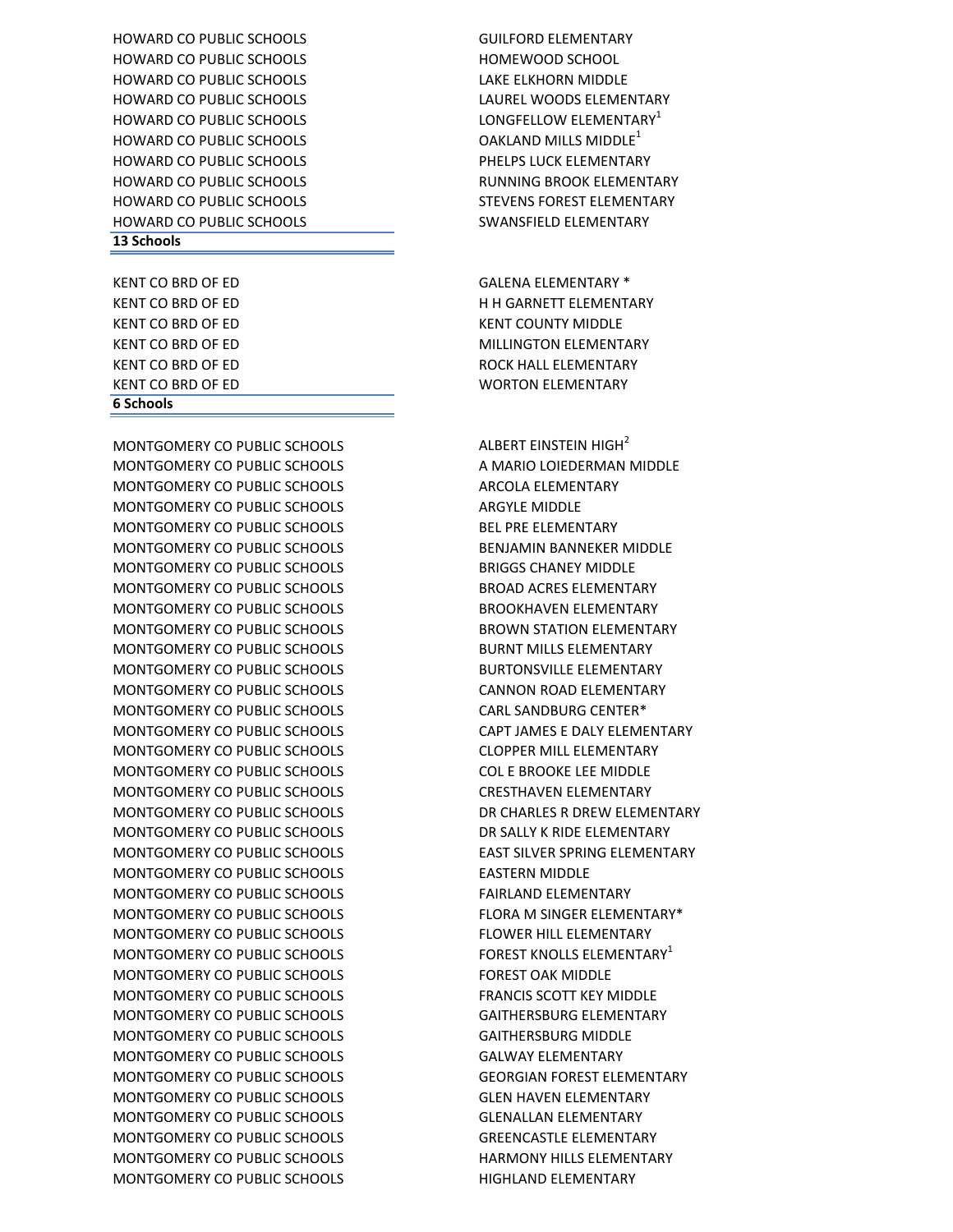| | |
|---|---|
| HOWARD CO PUBLIC SCHOOLS | GUILFORD ELEMENTARY |
| HOWARD CO PUBLIC SCHOOLS | HOMEWOOD SCHOOL |
| HOWARD CO PUBLIC SCHOOLS | LAKE ELKHORN MIDDLE |
| HOWARD CO PUBLIC SCHOOLS | LAUREL WOODS ELEMENTARY |
| HOWARD CO PUBLIC SCHOOLS | LONGFELLOW ELEMENTARY[1] |
| HOWARD CO PUBLIC SCHOOLS | OAKLAND MILLS MIDDLE[1] |
| HOWARD CO PUBLIC SCHOOLS | PHELPS LUCK ELEMENTARY |
| HOWARD CO PUBLIC SCHOOLS | RUNNING BROOK ELEMENTARY |
| HOWARD CO PUBLIC SCHOOLS | STEVENS FOREST ELEMENTARY |
| HOWARD CO PUBLIC SCHOOLS | SWANSFIELD ELEMENTARY |
| **13 Schools** | |

| | |
|---|---|
| KENT CO BRD OF ED | GALENA ELEMENTARY * |
| KENT CO BRD OF ED | H H GARNETT ELEMENTARY |
| KENT CO BRD OF ED | KENT COUNTY MIDDLE |
| KENT CO BRD OF ED | MILLINGTON ELEMENTARY |
| KENT CO BRD OF ED | ROCK HALL ELEMENTARY |
| KENT CO BRD OF ED | WORTON ELEMENTARY |
| **6 Schools** | |

| | |
|---|---|
| MONTGOMERY CO PUBLIC SCHOOLS | ALBERT EINSTEIN HIGH[2] |
| MONTGOMERY CO PUBLIC SCHOOLS | A MARIO LOIEDERMAN MIDDLE |
| MONTGOMERY CO PUBLIC SCHOOLS | ARCOLA ELEMENTARY |
| MONTGOMERY CO PUBLIC SCHOOLS | ARGYLE MIDDLE |
| MONTGOMERY CO PUBLIC SCHOOLS | BEL PRE ELEMENTARY |
| MONTGOMERY CO PUBLIC SCHOOLS | BENJAMIN BANNEKER MIDDLE |
| MONTGOMERY CO PUBLIC SCHOOLS | BRIGGS CHANEY MIDDLE |
| MONTGOMERY CO PUBLIC SCHOOLS | BROAD ACRES ELEMENTARY |
| MONTGOMERY CO PUBLIC SCHOOLS | BROOKHAVEN ELEMENTARY |
| MONTGOMERY CO PUBLIC SCHOOLS | BROWN STATION ELEMENTARY |
| MONTGOMERY CO PUBLIC SCHOOLS | BURNT MILLS ELEMENTARY |
| MONTGOMERY CO PUBLIC SCHOOLS | BURTONSVILLE ELEMENTARY |
| MONTGOMERY CO PUBLIC SCHOOLS | CANNON ROAD ELEMENTARY |
| MONTGOMERY CO PUBLIC SCHOOLS | CARL SANDBURG CENTER* |
| MONTGOMERY CO PUBLIC SCHOOLS | CAPT JAMES E DALY ELEMENTARY |
| MONTGOMERY CO PUBLIC SCHOOLS | CLOPPER MILL ELEMENTARY |
| MONTGOMERY CO PUBLIC SCHOOLS | COL E BROOKE LEE MIDDLE |
| MONTGOMERY CO PUBLIC SCHOOLS | CRESTHAVEN ELEMENTARY |
| MONTGOMERY CO PUBLIC SCHOOLS | DR CHARLES R DREW ELEMENTARY |
| MONTGOMERY CO PUBLIC SCHOOLS | DR SALLY K RIDE ELEMENTARY |
| MONTGOMERY CO PUBLIC SCHOOLS | EAST SILVER SPRING ELEMENTARY |
| MONTGOMERY CO PUBLIC SCHOOLS | EASTERN MIDDLE |
| MONTGOMERY CO PUBLIC SCHOOLS | FAIRLAND ELEMENTARY |
| MONTGOMERY CO PUBLIC SCHOOLS | FLORA M SINGER ELEMENTARY* |
| MONTGOMERY CO PUBLIC SCHOOLS | FLOWER HILL ELEMENTARY |
| MONTGOMERY CO PUBLIC SCHOOLS | FOREST KNOLLS ELEMENTARY[1] |
| MONTGOMERY CO PUBLIC SCHOOLS | FOREST OAK MIDDLE |
| MONTGOMERY CO PUBLIC SCHOOLS | FRANCIS SCOTT KEY MIDDLE |
| MONTGOMERY CO PUBLIC SCHOOLS | GAITHERSBURG ELEMENTARY |
| MONTGOMERY CO PUBLIC SCHOOLS | GAITHERSBURG MIDDLE |
| MONTGOMERY CO PUBLIC SCHOOLS | GALWAY ELEMENTARY |
| MONTGOMERY CO PUBLIC SCHOOLS | GEORGIAN FOREST ELEMENTARY |
| MONTGOMERY CO PUBLIC SCHOOLS | GLEN HAVEN ELEMENTARY |
| MONTGOMERY CO PUBLIC SCHOOLS | GLENALLAN ELEMENTARY |
| MONTGOMERY CO PUBLIC SCHOOLS | GREENCASTLE ELEMENTARY |
| MONTGOMERY CO PUBLIC SCHOOLS | HARMONY HILLS ELEMENTARY |
| MONTGOMERY CO PUBLIC SCHOOLS | HIGHLAND ELEMENTARY |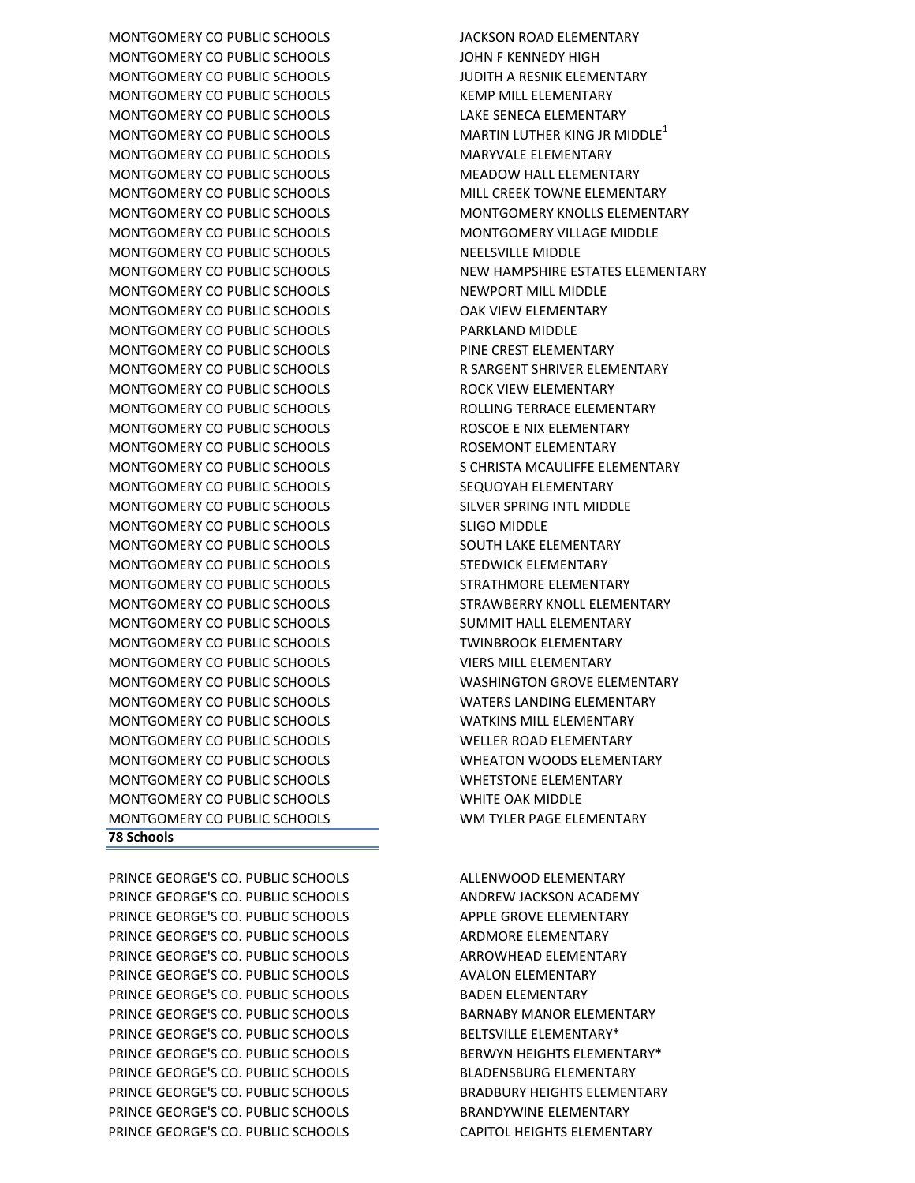| | |
|---|---|
| MONTGOMERY CO PUBLIC SCHOOLS | JACKSON ROAD ELEMENTARY |
| MONTGOMERY CO PUBLIC SCHOOLS | JOHN F KENNEDY HIGH |
| MONTGOMERY CO PUBLIC SCHOOLS | JUDITH A RESNIK ELEMENTARY |
| MONTGOMERY CO PUBLIC SCHOOLS | KEMP MILL ELEMENTARY |
| MONTGOMERY CO PUBLIC SCHOOLS | LAKE SENECA ELEMENTARY |
| MONTGOMERY CO PUBLIC SCHOOLS | MARTIN LUTHER KING JR MIDDLE[1] |
| MONTGOMERY CO PUBLIC SCHOOLS | MARYVALE ELEMENTARY |
| MONTGOMERY CO PUBLIC SCHOOLS | MEADOW HALL ELEMENTARY |
| MONTGOMERY CO PUBLIC SCHOOLS | MILL CREEK TOWNE ELEMENTARY |
| MONTGOMERY CO PUBLIC SCHOOLS | MONTGOMERY KNOLLS ELEMENTARY |
| MONTGOMERY CO PUBLIC SCHOOLS | MONTGOMERY VILLAGE MIDDLE |
| MONTGOMERY CO PUBLIC SCHOOLS | NEELSVILLE MIDDLE |
| MONTGOMERY CO PUBLIC SCHOOLS | NEW HAMPSHIRE ESTATES ELEMENTARY |
| MONTGOMERY CO PUBLIC SCHOOLS | NEWPORT MILL MIDDLE |
| MONTGOMERY CO PUBLIC SCHOOLS | OAK VIEW ELEMENTARY |
| MONTGOMERY CO PUBLIC SCHOOLS | PARKLAND MIDDLE |
| MONTGOMERY CO PUBLIC SCHOOLS | PINE CREST ELEMENTARY |
| MONTGOMERY CO PUBLIC SCHOOLS | R SARGENT SHRIVER ELEMENTARY |
| MONTGOMERY CO PUBLIC SCHOOLS | ROCK VIEW ELEMENTARY |
| MONTGOMERY CO PUBLIC SCHOOLS | ROLLING TERRACE ELEMENTARY |
| MONTGOMERY CO PUBLIC SCHOOLS | ROSCOE E NIX ELEMENTARY |
| MONTGOMERY CO PUBLIC SCHOOLS | ROSEMONT ELEMENTARY |
| MONTGOMERY CO PUBLIC SCHOOLS | S CHRISTA MCAULIFFE ELEMENTARY |
| MONTGOMERY CO PUBLIC SCHOOLS | SEQUOYAH ELEMENTARY |
| MONTGOMERY CO PUBLIC SCHOOLS | SILVER SPRING INTL MIDDLE |
| MONTGOMERY CO PUBLIC SCHOOLS | SLIGO MIDDLE |
| MONTGOMERY CO PUBLIC SCHOOLS | SOUTH LAKE ELEMENTARY |
| MONTGOMERY CO PUBLIC SCHOOLS | STEDWICK ELEMENTARY |
| MONTGOMERY CO PUBLIC SCHOOLS | STRATHMORE ELEMENTARY |
| MONTGOMERY CO PUBLIC SCHOOLS | STRAWBERRY KNOLL ELEMENTARY |
| MONTGOMERY CO PUBLIC SCHOOLS | SUMMIT HALL ELEMENTARY |
| MONTGOMERY CO PUBLIC SCHOOLS | TWINBROOK ELEMENTARY |
| MONTGOMERY CO PUBLIC SCHOOLS | VIERS MILL ELEMENTARY |
| MONTGOMERY CO PUBLIC SCHOOLS | WASHINGTON GROVE ELEMENTARY |
| MONTGOMERY CO PUBLIC SCHOOLS | WATERS LANDING ELEMENTARY |
| MONTGOMERY CO PUBLIC SCHOOLS | WATKINS MILL ELEMENTARY |
| MONTGOMERY CO PUBLIC SCHOOLS | WELLER ROAD ELEMENTARY |
| MONTGOMERY CO PUBLIC SCHOOLS | WHEATON WOODS ELEMENTARY |
| MONTGOMERY CO PUBLIC SCHOOLS | WHETSTONE ELEMENTARY |
| MONTGOMERY CO PUBLIC SCHOOLS | WHITE OAK MIDDLE |
| MONTGOMERY CO PUBLIC SCHOOLS | WM TYLER PAGE ELEMENTARY |
| **78 Schools** | |

| | |
|---|---|
| PRINCE GEORGE'S CO. PUBLIC SCHOOLS | ALLENWOOD ELEMENTARY |
| PRINCE GEORGE'S CO. PUBLIC SCHOOLS | ANDREW JACKSON ACADEMY |
| PRINCE GEORGE'S CO. PUBLIC SCHOOLS | APPLE GROVE ELEMENTARY |
| PRINCE GEORGE'S CO. PUBLIC SCHOOLS | ARDMORE ELEMENTARY |
| PRINCE GEORGE'S CO. PUBLIC SCHOOLS | ARROWHEAD ELEMENTARY |
| PRINCE GEORGE'S CO. PUBLIC SCHOOLS | AVALON ELEMENTARY |
| PRINCE GEORGE'S CO. PUBLIC SCHOOLS | BADEN ELEMENTARY |
| PRINCE GEORGE'S CO. PUBLIC SCHOOLS | BARNABY MANOR ELEMENTARY |
| PRINCE GEORGE'S CO. PUBLIC SCHOOLS | BELTSVILLE ELEMENTARY* |
| PRINCE GEORGE'S CO. PUBLIC SCHOOLS | BERWYN HEIGHTS ELEMENTARY* |
| PRINCE GEORGE'S CO. PUBLIC SCHOOLS | BLADENSBURG ELEMENTARY |
| PRINCE GEORGE'S CO. PUBLIC SCHOOLS | BRADBURY HEIGHTS ELEMENTARY |
| PRINCE GEORGE'S CO. PUBLIC SCHOOLS | BRANDYWINE ELEMENTARY |
| PRINCE GEORGE'S CO. PUBLIC SCHOOLS | CAPITOL HEIGHTS ELEMENTARY |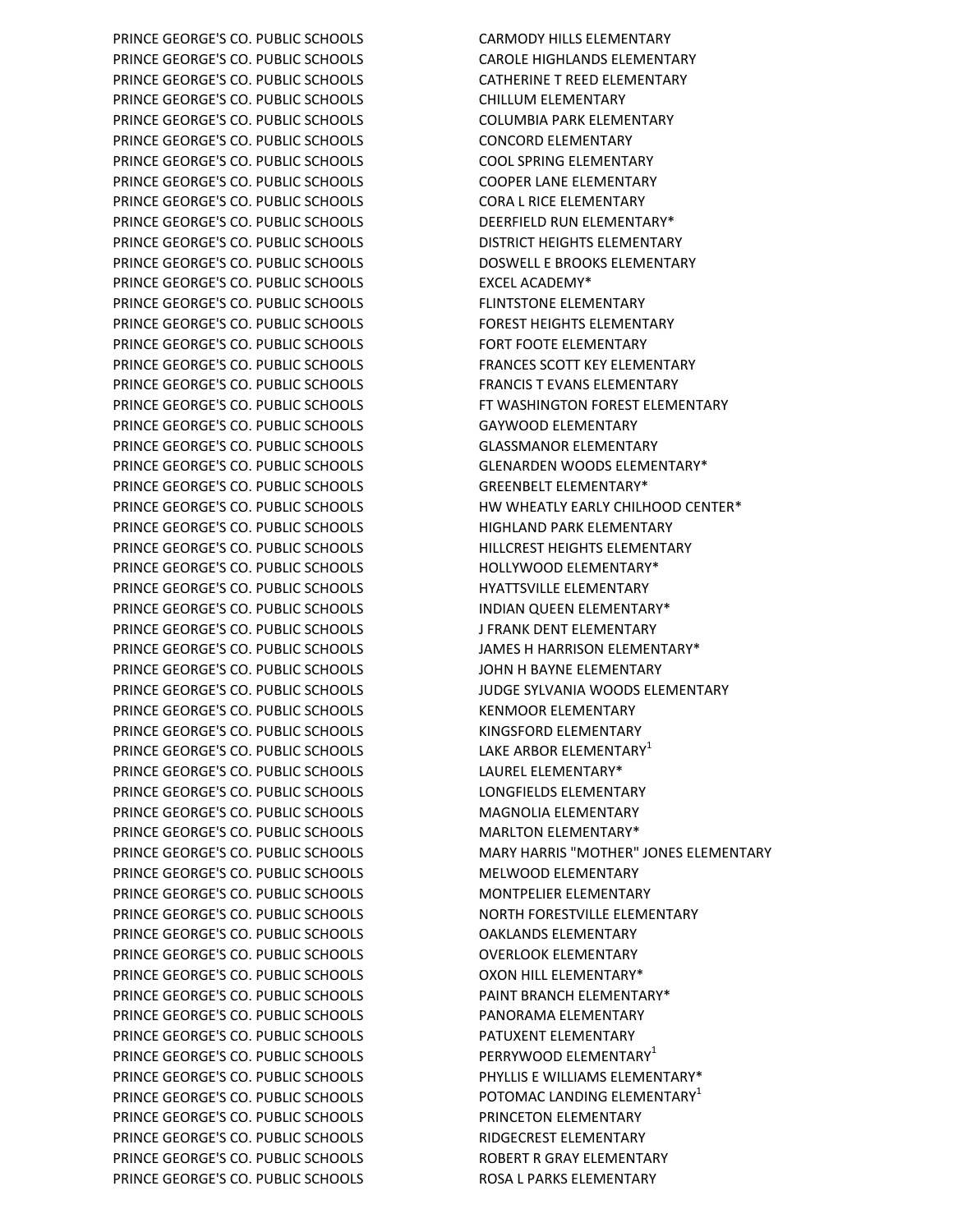| | |
|---|---|
| PRINCE GEORGE'S CO. PUBLIC SCHOOLS | CARMODY HILLS ELEMENTARY |
| PRINCE GEORGE'S CO. PUBLIC SCHOOLS | CAROLE HIGHLANDS ELEMENTARY |
| PRINCE GEORGE'S CO. PUBLIC SCHOOLS | CATHERINE T REED ELEMENTARY |
| PRINCE GEORGE'S CO. PUBLIC SCHOOLS | CHILLUM ELEMENTARY |
| PRINCE GEORGE'S CO. PUBLIC SCHOOLS | COLUMBIA PARK ELEMENTARY |
| PRINCE GEORGE'S CO. PUBLIC SCHOOLS | CONCORD ELEMENTARY |
| PRINCE GEORGE'S CO. PUBLIC SCHOOLS | COOL SPRING ELEMENTARY |
| PRINCE GEORGE'S CO. PUBLIC SCHOOLS | COOPER LANE ELEMENTARY |
| PRINCE GEORGE'S CO. PUBLIC SCHOOLS | CORA L RICE ELEMENTARY |
| PRINCE GEORGE'S CO. PUBLIC SCHOOLS | DEERFIELD RUN ELEMENTARY* |
| PRINCE GEORGE'S CO. PUBLIC SCHOOLS | DISTRICT HEIGHTS ELEMENTARY |
| PRINCE GEORGE'S CO. PUBLIC SCHOOLS | DOSWELL E BROOKS ELEMENTARY |
| PRINCE GEORGE'S CO. PUBLIC SCHOOLS | EXCEL ACADEMY* |
| PRINCE GEORGE'S CO. PUBLIC SCHOOLS | FLINTSTONE ELEMENTARY |
| PRINCE GEORGE'S CO. PUBLIC SCHOOLS | FOREST HEIGHTS ELEMENTARY |
| PRINCE GEORGE'S CO. PUBLIC SCHOOLS | FORT FOOTE ELEMENTARY |
| PRINCE GEORGE'S CO. PUBLIC SCHOOLS | FRANCES SCOTT KEY ELEMENTARY |
| PRINCE GEORGE'S CO. PUBLIC SCHOOLS | FRANCIS T EVANS ELEMENTARY |
| PRINCE GEORGE'S CO. PUBLIC SCHOOLS | FT WASHINGTON FOREST ELEMENTARY |
| PRINCE GEORGE'S CO. PUBLIC SCHOOLS | GAYWOOD ELEMENTARY |
| PRINCE GEORGE'S CO. PUBLIC SCHOOLS | GLASSMANOR ELEMENTARY |
| PRINCE GEORGE'S CO. PUBLIC SCHOOLS | GLENARDEN WOODS ELEMENTARY* |
| PRINCE GEORGE'S CO. PUBLIC SCHOOLS | GREENBELT ELEMENTARY* |
| PRINCE GEORGE'S CO. PUBLIC SCHOOLS | HW WHEATLY EARLY CHILHOOD CENTER* |
| PRINCE GEORGE'S CO. PUBLIC SCHOOLS | HIGHLAND PARK ELEMENTARY |
| PRINCE GEORGE'S CO. PUBLIC SCHOOLS | HILLCREST HEIGHTS ELEMENTARY |
| PRINCE GEORGE'S CO. PUBLIC SCHOOLS | HOLLYWOOD ELEMENTARY* |
| PRINCE GEORGE'S CO. PUBLIC SCHOOLS | HYATTSVILLE ELEMENTARY |
| PRINCE GEORGE'S CO. PUBLIC SCHOOLS | INDIAN QUEEN ELEMENTARY* |
| PRINCE GEORGE'S CO. PUBLIC SCHOOLS | J FRANK DENT ELEMENTARY |
| PRINCE GEORGE'S CO. PUBLIC SCHOOLS | JAMES H HARRISON ELEMENTARY* |
| PRINCE GEORGE'S CO. PUBLIC SCHOOLS | JOHN H BAYNE ELEMENTARY |
| PRINCE GEORGE'S CO. PUBLIC SCHOOLS | JUDGE SYLVANIA WOODS ELEMENTARY |
| PRINCE GEORGE'S CO. PUBLIC SCHOOLS | KENMOOR ELEMENTARY |
| PRINCE GEORGE'S CO. PUBLIC SCHOOLS | KINGSFORD ELEMENTARY |
| PRINCE GEORGE'S CO. PUBLIC SCHOOLS | LAKE ARBOR ELEMENTARY[1] |
| PRINCE GEORGE'S CO. PUBLIC SCHOOLS | LAUREL ELEMENTARY* |
| PRINCE GEORGE'S CO. PUBLIC SCHOOLS | LONGFIELDS ELEMENTARY |
| PRINCE GEORGE'S CO. PUBLIC SCHOOLS | MAGNOLIA ELEMENTARY |
| PRINCE GEORGE'S CO. PUBLIC SCHOOLS | MARLTON ELEMENTARY* |
| PRINCE GEORGE'S CO. PUBLIC SCHOOLS | MARY HARRIS "MOTHER" JONES ELEMENTARY |
| PRINCE GEORGE'S CO. PUBLIC SCHOOLS | MELWOOD ELEMENTARY |
| PRINCE GEORGE'S CO. PUBLIC SCHOOLS | MONTPELIER ELEMENTARY |
| PRINCE GEORGE'S CO. PUBLIC SCHOOLS | NORTH FORESTVILLE ELEMENTARY |
| PRINCE GEORGE'S CO. PUBLIC SCHOOLS | OAKLANDS ELEMENTARY |
| PRINCE GEORGE'S CO. PUBLIC SCHOOLS | OVERLOOK ELEMENTARY |
| PRINCE GEORGE'S CO. PUBLIC SCHOOLS | OXON HILL ELEMENTARY* |
| PRINCE GEORGE'S CO. PUBLIC SCHOOLS | PAINT BRANCH ELEMENTARY* |
| PRINCE GEORGE'S CO. PUBLIC SCHOOLS | PANORAMA ELEMENTARY |
| PRINCE GEORGE'S CO. PUBLIC SCHOOLS | PATUXENT ELEMENTARY |
| PRINCE GEORGE'S CO. PUBLIC SCHOOLS | PERRYWOOD ELEMENTARY[1] |
| PRINCE GEORGE'S CO. PUBLIC SCHOOLS | PHYLLIS E WILLIAMS ELEMENTARY* |
| PRINCE GEORGE'S CO. PUBLIC SCHOOLS | POTOMAC LANDING ELEMENTARY[1] |
| PRINCE GEORGE'S CO. PUBLIC SCHOOLS | PRINCETON ELEMENTARY |
| PRINCE GEORGE'S CO. PUBLIC SCHOOLS | RIDGECREST ELEMENTARY |
| PRINCE GEORGE'S CO. PUBLIC SCHOOLS | ROBERT R GRAY ELEMENTARY |
| PRINCE GEORGE'S CO. PUBLIC SCHOOLS | ROSA L PARKS ELEMENTARY |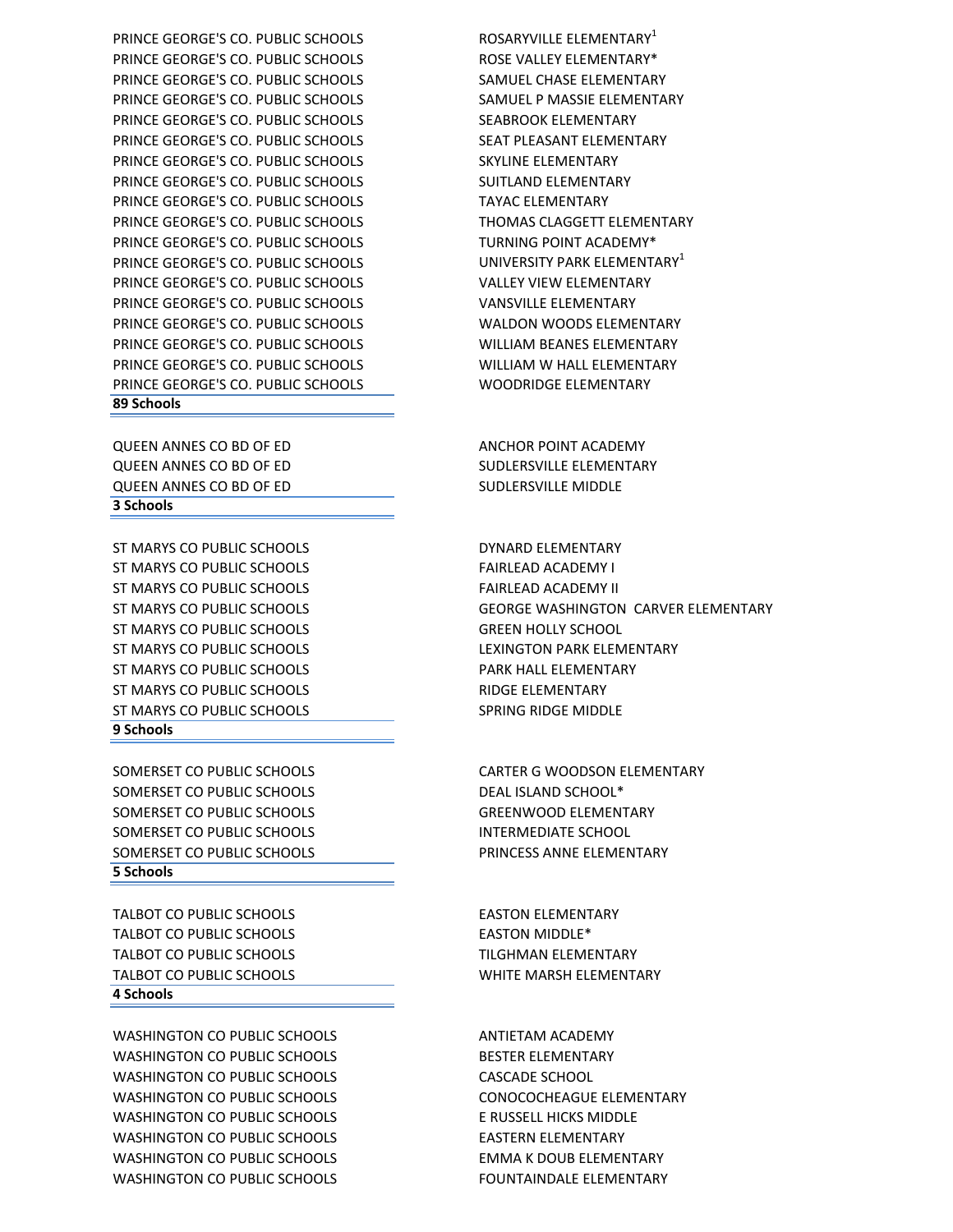| | |
|---|---|
| PRINCE GEORGE'S CO. PUBLIC SCHOOLS | ROSARYVILLE ELEMENTARY[1] |
| PRINCE GEORGE'S CO. PUBLIC SCHOOLS | ROSE VALLEY ELEMENTARY* |
| PRINCE GEORGE'S CO. PUBLIC SCHOOLS | SAMUEL CHASE ELEMENTARY |
| PRINCE GEORGE'S CO. PUBLIC SCHOOLS | SAMUEL P MASSIE ELEMENTARY |
| PRINCE GEORGE'S CO. PUBLIC SCHOOLS | SEABROOK ELEMENTARY |
| PRINCE GEORGE'S CO. PUBLIC SCHOOLS | SEAT PLEASANT ELEMENTARY |
| PRINCE GEORGE'S CO. PUBLIC SCHOOLS | SKYLINE ELEMENTARY |
| PRINCE GEORGE'S CO. PUBLIC SCHOOLS | SUITLAND ELEMENTARY |
| PRINCE GEORGE'S CO. PUBLIC SCHOOLS | TAYAC ELEMENTARY |
| PRINCE GEORGE'S CO. PUBLIC SCHOOLS | THOMAS CLAGGETT ELEMENTARY |
| PRINCE GEORGE'S CO. PUBLIC SCHOOLS | TURNING POINT ACADEMY* |
| PRINCE GEORGE'S CO. PUBLIC SCHOOLS | UNIVERSITY PARK ELEMENTARY[1] |
| PRINCE GEORGE'S CO. PUBLIC SCHOOLS | VALLEY VIEW ELEMENTARY |
| PRINCE GEORGE'S CO. PUBLIC SCHOOLS | VANSVILLE ELEMENTARY |
| PRINCE GEORGE'S CO. PUBLIC SCHOOLS | WALDON WOODS ELEMENTARY |
| PRINCE GEORGE'S CO. PUBLIC SCHOOLS | WILLIAM BEANES ELEMENTARY |
| PRINCE GEORGE'S CO. PUBLIC SCHOOLS | WILLIAM W HALL ELEMENTARY |
| PRINCE GEORGE'S CO. PUBLIC SCHOOLS | WOODRIDGE ELEMENTARY |
| **89 Schools** | |

| | |
|---|---|
| QUEEN ANNES CO BD OF ED | ANCHOR POINT ACADEMY |
| QUEEN ANNES CO BD OF ED | SUDLERSVILLE ELEMENTARY |
| QUEEN ANNES CO BD OF ED | SUDLERSVILLE MIDDLE |
| **3 Schools** | |

| | |
|---|---|
| ST MARYS CO PUBLIC SCHOOLS | DYNARD ELEMENTARY |
| ST MARYS CO PUBLIC SCHOOLS | FAIRLEAD ACADEMY I |
| ST MARYS CO PUBLIC SCHOOLS | FAIRLEAD ACADEMY II |
| ST MARYS CO PUBLIC SCHOOLS | GEORGE WASHINGTON CARVER ELEMENTARY |
| ST MARYS CO PUBLIC SCHOOLS | GREEN HOLLY SCHOOL |
| ST MARYS CO PUBLIC SCHOOLS | LEXINGTON PARK ELEMENTARY |
| ST MARYS CO PUBLIC SCHOOLS | PARK HALL ELEMENTARY |
| ST MARYS CO PUBLIC SCHOOLS | RIDGE ELEMENTARY |
| ST MARYS CO PUBLIC SCHOOLS | SPRING RIDGE MIDDLE |
| **9 Schools** | |

| | |
|---|---|
| SOMERSET CO PUBLIC SCHOOLS | CARTER G WOODSON ELEMENTARY |
| SOMERSET CO PUBLIC SCHOOLS | DEAL ISLAND SCHOOL* |
| SOMERSET CO PUBLIC SCHOOLS | GREENWOOD ELEMENTARY |
| SOMERSET CO PUBLIC SCHOOLS | INTERMEDIATE SCHOOL |
| SOMERSET CO PUBLIC SCHOOLS | PRINCESS ANNE ELEMENTARY |
| **5 Schools** | |

| | |
|---|---|
| TALBOT CO PUBLIC SCHOOLS | EASTON ELEMENTARY |
| TALBOT CO PUBLIC SCHOOLS | EASTON MIDDLE* |
| TALBOT CO PUBLIC SCHOOLS | TILGHMAN ELEMENTARY |
| TALBOT CO PUBLIC SCHOOLS | WHITE MARSH ELEMENTARY |
| **4 Schools** | |

| | |
|---|---|
| WASHINGTON CO PUBLIC SCHOOLS | ANTIETAM ACADEMY |
| WASHINGTON CO PUBLIC SCHOOLS | BESTER ELEMENTARY |
| WASHINGTON CO PUBLIC SCHOOLS | CASCADE SCHOOL |
| WASHINGTON CO PUBLIC SCHOOLS | CONOCOCHEAGUE ELEMENTARY |
| WASHINGTON CO PUBLIC SCHOOLS | E RUSSELL HICKS MIDDLE |
| WASHINGTON CO PUBLIC SCHOOLS | EASTERN ELEMENTARY |
| WASHINGTON CO PUBLIC SCHOOLS | EMMA K DOUB ELEMENTARY |
| WASHINGTON CO PUBLIC SCHOOLS | FOUNTAINDALE ELEMENTARY |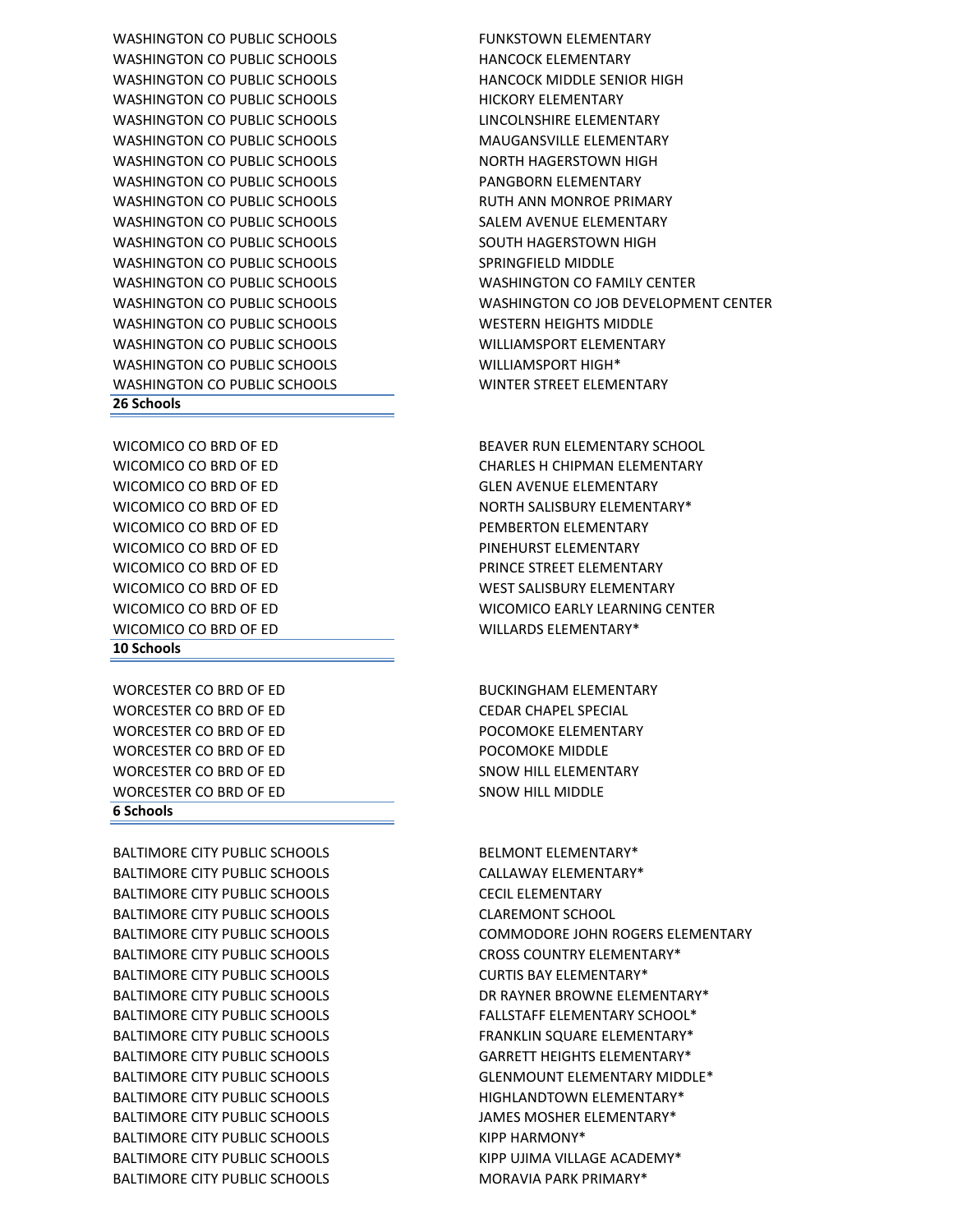| | |
|---|---|
| WASHINGTON CO PUBLIC SCHOOLS | FUNKSTOWN ELEMENTARY |
| WASHINGTON CO PUBLIC SCHOOLS | HANCOCK ELEMENTARY |
| WASHINGTON CO PUBLIC SCHOOLS | HANCOCK MIDDLE SENIOR HIGH |
| WASHINGTON CO PUBLIC SCHOOLS | HICKORY ELEMENTARY |
| WASHINGTON CO PUBLIC SCHOOLS | LINCOLNSHIRE ELEMENTARY |
| WASHINGTON CO PUBLIC SCHOOLS | MAUGANSVILLE ELEMENTARY |
| WASHINGTON CO PUBLIC SCHOOLS | NORTH HAGERSTOWN HIGH |
| WASHINGTON CO PUBLIC SCHOOLS | PANGBORN ELEMENTARY |
| WASHINGTON CO PUBLIC SCHOOLS | RUTH ANN MONROE PRIMARY |
| WASHINGTON CO PUBLIC SCHOOLS | SALEM AVENUE ELEMENTARY |
| WASHINGTON CO PUBLIC SCHOOLS | SOUTH HAGERSTOWN HIGH |
| WASHINGTON CO PUBLIC SCHOOLS | SPRINGFIELD MIDDLE |
| WASHINGTON CO PUBLIC SCHOOLS | WASHINGTON CO FAMILY CENTER |
| WASHINGTON CO PUBLIC SCHOOLS | WASHINGTON CO JOB DEVELOPMENT CENTER |
| WASHINGTON CO PUBLIC SCHOOLS | WESTERN HEIGHTS MIDDLE |
| WASHINGTON CO PUBLIC SCHOOLS | WILLIAMSPORT ELEMENTARY |
| WASHINGTON CO PUBLIC SCHOOLS | WILLIAMSPORT HIGH* |
| WASHINGTON CO PUBLIC SCHOOLS | WINTER STREET ELEMENTARY |
| **26 Schools** | |

| | |
|---|---|
| WICOMICO CO BRD OF ED | BEAVER RUN ELEMENTARY SCHOOL |
| WICOMICO CO BRD OF ED | CHARLES H CHIPMAN ELEMENTARY |
| WICOMICO CO BRD OF ED | GLEN AVENUE ELEMENTARY |
| WICOMICO CO BRD OF ED | NORTH SALISBURY ELEMENTARY* |
| WICOMICO CO BRD OF ED | PEMBERTON ELEMENTARY |
| WICOMICO CO BRD OF ED | PINEHURST ELEMENTARY |
| WICOMICO CO BRD OF ED | PRINCE STREET ELEMENTARY |
| WICOMICO CO BRD OF ED | WEST SALISBURY ELEMENTARY |
| WICOMICO CO BRD OF ED | WICOMICO EARLY LEARNING CENTER |
| WICOMICO CO BRD OF ED | WILLARDS ELEMENTARY* |
| **10 Schools** | |

| | |
|---|---|
| WORCESTER CO BRD OF ED | BUCKINGHAM ELEMENTARY |
| WORCESTER CO BRD OF ED | CEDAR CHAPEL SPECIAL |
| WORCESTER CO BRD OF ED | POCOMOKE ELEMENTARY |
| WORCESTER CO BRD OF ED | POCOMOKE MIDDLE |
| WORCESTER CO BRD OF ED | SNOW HILL ELEMENTARY |
| WORCESTER CO BRD OF ED | SNOW HILL MIDDLE |
| **6 Schools** | |

| | |
|---|---|
| BALTIMORE CITY PUBLIC SCHOOLS | BELMONT ELEMENTARY* |
| BALTIMORE CITY PUBLIC SCHOOLS | CALLAWAY ELEMENTARY* |
| BALTIMORE CITY PUBLIC SCHOOLS | CECIL ELEMENTARY |
| BALTIMORE CITY PUBLIC SCHOOLS | CLAREMONT SCHOOL |
| BALTIMORE CITY PUBLIC SCHOOLS | COMMODORE JOHN ROGERS ELEMENTARY |
| BALTIMORE CITY PUBLIC SCHOOLS | CROSS COUNTRY ELEMENTARY* |
| BALTIMORE CITY PUBLIC SCHOOLS | CURTIS BAY ELEMENTARY* |
| BALTIMORE CITY PUBLIC SCHOOLS | DR RAYNER BROWNE ELEMENTARY* |
| BALTIMORE CITY PUBLIC SCHOOLS | FALLSTAFF ELEMENTARY SCHOOL* |
| BALTIMORE CITY PUBLIC SCHOOLS | FRANKLIN SQUARE ELEMENTARY* |
| BALTIMORE CITY PUBLIC SCHOOLS | GARRETT HEIGHTS ELEMENTARY* |
| BALTIMORE CITY PUBLIC SCHOOLS | GLENMOUNT ELEMENTARY MIDDLE* |
| BALTIMORE CITY PUBLIC SCHOOLS | HIGHLANDTOWN ELEMENTARY* |
| BALTIMORE CITY PUBLIC SCHOOLS | JAMES MOSHER ELEMENTARY* |
| BALTIMORE CITY PUBLIC SCHOOLS | KIPP HARMONY* |
| BALTIMORE CITY PUBLIC SCHOOLS | KIPP UJIMA VILLAGE ACADEMY* |
| BALTIMORE CITY PUBLIC SCHOOLS | MORAVIA PARK PRIMARY* |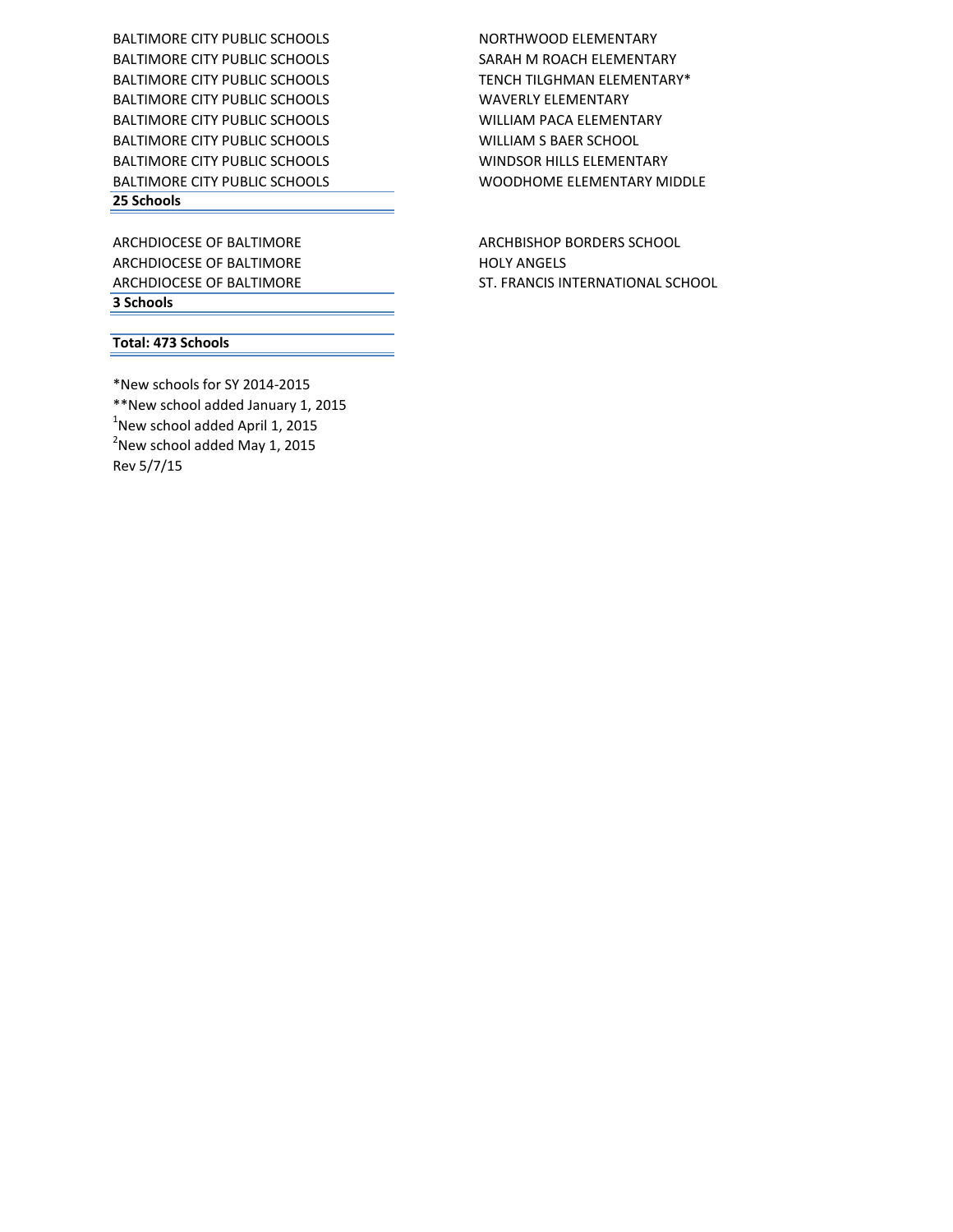| | |
|---|---|
| BALTIMORE CITY PUBLIC SCHOOLS | NORTHWOOD ELEMENTARY |
| BALTIMORE CITY PUBLIC SCHOOLS | SARAH M ROACH ELEMENTARY |
| BALTIMORE CITY PUBLIC SCHOOLS | TENCH TILGHMAN ELEMENTARY* |
| BALTIMORE CITY PUBLIC SCHOOLS | WAVERLY ELEMENTARY |
| BALTIMORE CITY PUBLIC SCHOOLS | WILLIAM PACA ELEMENTARY |
| BALTIMORE CITY PUBLIC SCHOOLS | WILLIAM S BAER SCHOOL |
| BALTIMORE CITY PUBLIC SCHOOLS | WINDSOR HILLS ELEMENTARY |
| BALTIMORE CITY PUBLIC SCHOOLS | WOODHOME ELEMENTARY MIDDLE |
| **25 Schools** | |
| ARCHDIOCESE OF BALTIMORE | ARCHBISHOP BORDERS SCHOOL |
| ARCHDIOCESE OF BALTIMORE | HOLY ANGELS |
| ARCHDIOCESE OF BALTIMORE | ST. FRANCIS INTERNATIONAL SCHOOL |
| **3 Schools** | |

**Total: 473 Schools**

*New schools for SY 2014-2015
**New school added January 1, 2015
[1]New school added April 1, 2015
[2]New school added May 1, 2015
Rev 5/7/15